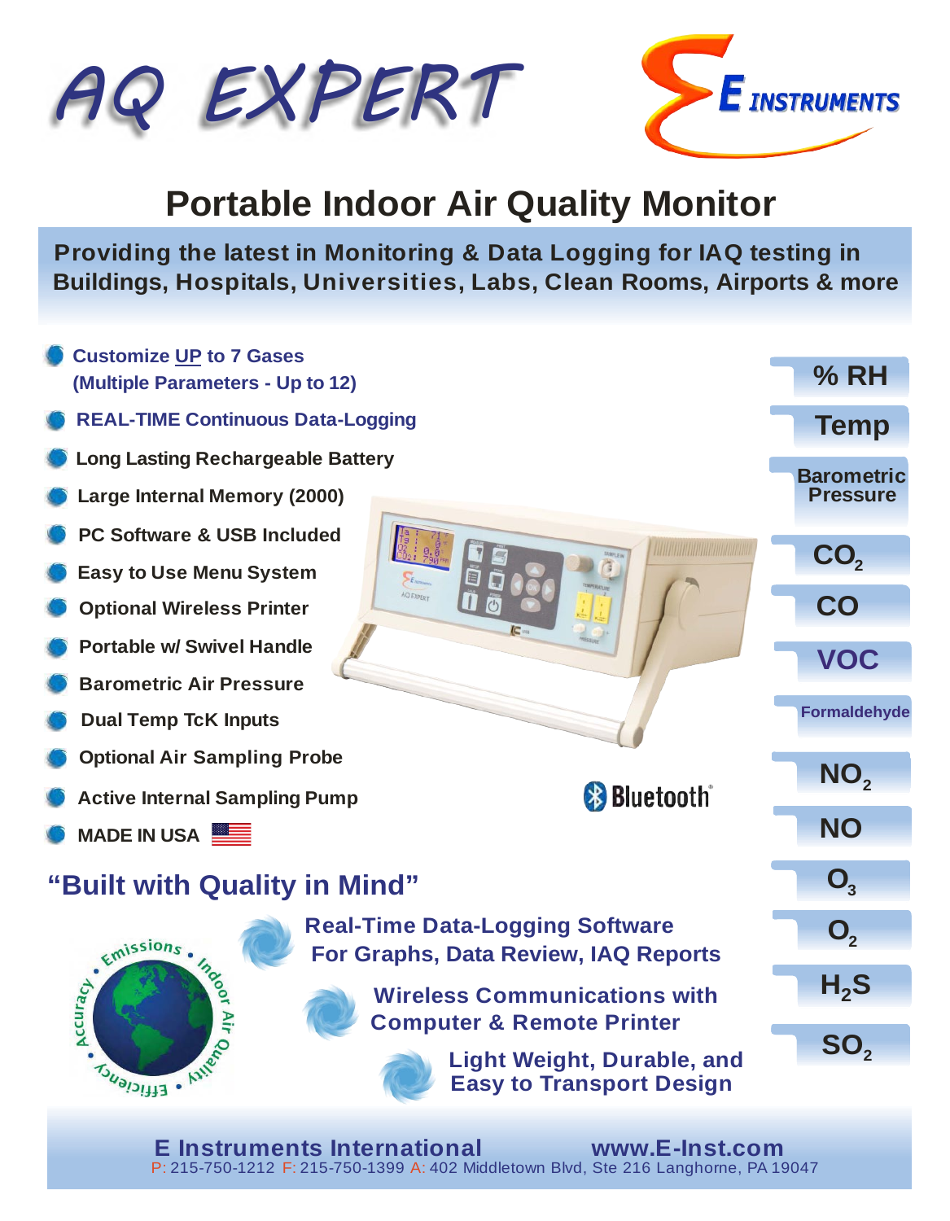# AQ EXPERT

E INSTRUMENTS

## Portable Indoor Air Quality Monitor

**Providing the latest in Monitoring & Data Logging for IAQ testing in Buildings, Hospitals, Universities, Labs, Clean Rooms, Airports & more**

- **Customize UP to 7 Gases (Multiple Parameters - Up to 12)**
- **REAL-TIME Continuous Data-Logging**
- **Long Lasting Rechargeable Battery**
- **Large Internal Memory (2000)**
- **PC Software & USB Included**
- **Easy to Use Menu System**
- **Optional Wireless Printer**
- **Portable w/ Swivel Handle**
- **Barometric Air Pressure**
- **Dual Temp TcK Inputs**
- **Optional Air Sampling Probe**
- **Active Internal Sampling Pump**
- **MADE IN USA**

Bluetooth®

- **% RH**
- **Temp**
- **Barometric Pressure**
- **$CO_2$**
- **CO**
- **VOC**
- **Formaldehyde**
- **$NO_2$**
- **NO**
- **$O_3$**
- **$O_2$**
- **$H_2S$**
- **$SO_2$**

## "Built with Quality in Mind"

Emissions • Indoor Air Quality • Efficiency • Accuracy

- **Real-Time Data-Logging Software For Graphs, Data Review, IAQ Reports**
- **Wireless Communications with Computer & Remote Printer**
- **Light Weight, Durable, and Easy to Transport Design**

**E Instruments International** **www.E-Inst.com**
P: 215-750-1212 F: 215-750-1399 A: 402 Middletown Blvd, Ste 216 Langhorne, PA 19047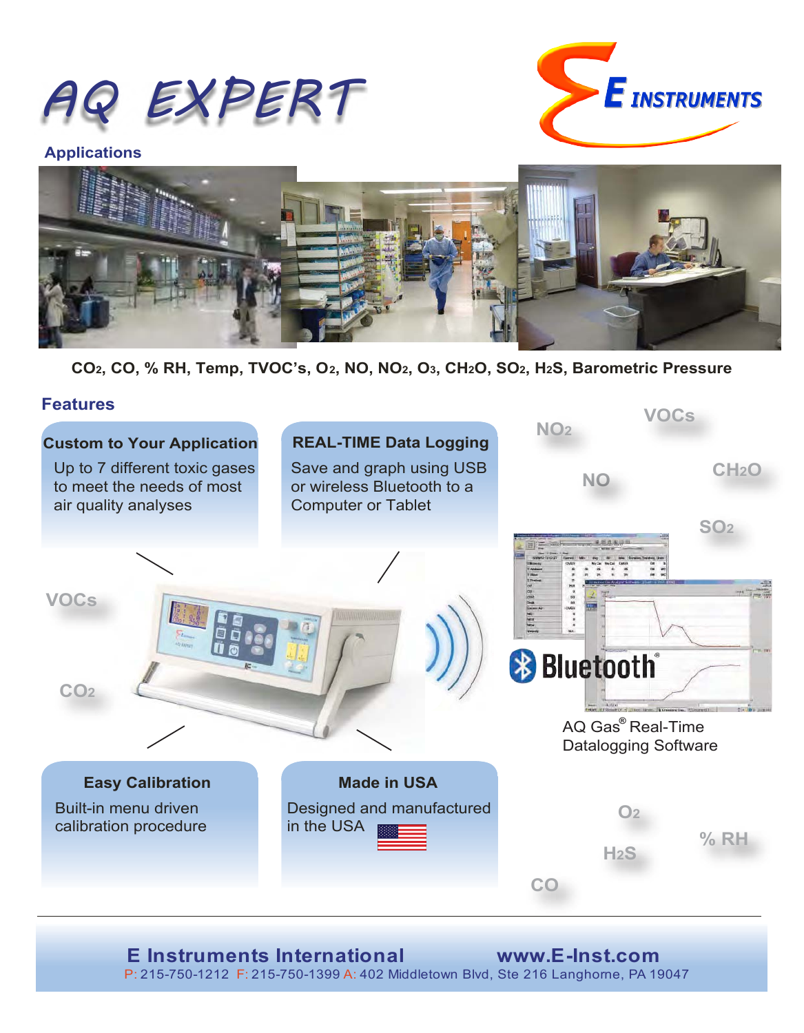# AQ EXPERT

E INSTRUMENTS

## Applications

**$CO_2$, CO, % RH, Temp, TVOC's, $O_2$, NO, $NO_2$, $O_3$, $CH_2O$, $SO_2$, $H_2S$, Barometric Pressure**

## Features

### Custom to Your Application

Up to 7 different toxic gases to meet the needs of most air quality analyses

### REAL-TIME Data Logging

Save and graph using USB or wireless Bluetooth to a Computer or Tablet

### Easy Calibration

Built-in menu driven calibration procedure

### Made in USA

Designed and manufactured in the USA

VOCs, $CO_2$, $NO_2$, VOCs, NO, $CH_2O$, $SO_2$, $O_2$, % RH, $H_2S$, CO

Bluetooth®

AQ Gas® Real-Time Datalogging Software

---

**E Instruments International** **www.E-Inst.com**

P: 215-750-1212 F: 215-750-1399 A: 402 Middletown Blvd, Ste 216 Langhorne, PA 19047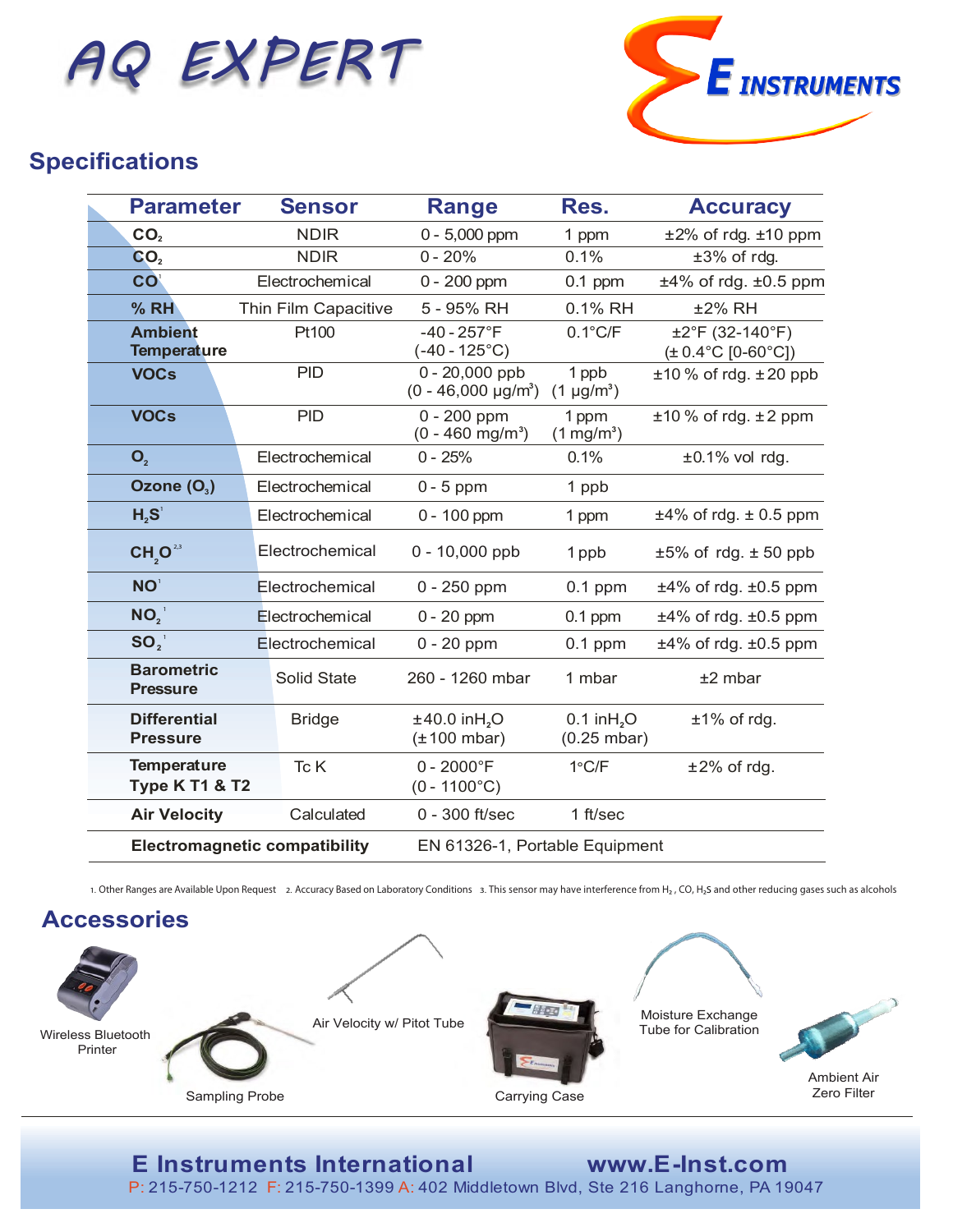# AQ EXPERT

E INSTRUMENTS

## Specifications

| Parameter | Sensor | Range | Res. | Accuracy |
|---|---|---|---|---|
| $CO_2$ | NDIR | 0 - 5,000 ppm | 1 ppm | ±2% of rdg. ±10 ppm |
| $CO_2$ | NDIR | 0 - 20% | 0.1% | ±3% of rdg. |
| CO[1] | Electrochemical | 0 - 200 ppm | 0.1 ppm | ±4% of rdg. ±0.5 ppm |
| % RH | Thin Film Capacitive | 5 - 95% RH | 0.1% RH | ±2% RH |
| Ambient Temperature | Pt100 | -40 - 257°F (-40 - 125°C) | 0.1°C/F | ±2°F (32-140°F) (± 0.4°C [0-60°C]) |
| VOCs | PID | 0 - 20,000 ppb (0 - 46,000 μg/m³) | 1 ppb (1 μg/m³) | ±10 % of rdg. ± 20 ppb |
| VOCs | PID | 0 - 200 ppm (0 - 460 mg/m³) | 1 ppm (1 mg/m³) | ±10 % of rdg. ± 2 ppm |
| $O_2$ | Electrochemical | 0 - 25% | 0.1% | ±0.1% vol rdg. |
| Ozone ($O_3$) | Electrochemical | 0 - 5 ppm | 1 ppb | |
| $H_2S$[1] | Electrochemical | 0 - 100 ppm | 1 ppm | ±4% of rdg. ± 0.5 ppm |
| $CH_2O$[2,3] | Electrochemical | 0 - 10,000 ppb | 1 ppb | ±5% of rdg. ± 50 ppb |
| NO[1] | Electrochemical | 0 - 250 ppm | 0.1 ppm | ±4% of rdg. ±0.5 ppm |
| $NO_2$[1] | Electrochemical | 0 - 20 ppm | 0.1 ppm | ±4% of rdg. ±0.5 ppm |
| $SO_2$[1] | Electrochemical | 0 - 20 ppm | 0.1 ppm | ±4% of rdg. ±0.5 ppm |
| Barometric Pressure | Solid State | 260 - 1260 mbar | 1 mbar | ±2 mbar |
| Differential Pressure | Bridge | ±40.0 $inH_2O$ (±100 mbar) | 0.1 $inH_2O$ (0.25 mbar) | ±1% of rdg. |
| Temperature Type K T1 & T2 | Tc K | 0 - 2000°F (0 - 1100°C) | 1°C/F | ±2% of rdg. |
| Air Velocity | Calculated | 0 - 300 ft/sec | 1 ft/sec | |
| Electromagnetic compatibility | | EN 61326-1, Portable Equipment | | |

1. Other Ranges are Available Upon Request 2. Accuracy Based on Laboratory Conditions 3. This sensor may have interference from $H_2$, CO, $H_2S$ and other reducing gases such as alcohols

## Accessories

Wireless Bluetooth Printer

Sampling Probe

Air Velocity w/ Pitot Tube

Carrying Case

Moisture Exchange Tube for Calibration

Ambient Air Zero Filter

**E Instruments International** www.E-Inst.com

P: 215-750-1212 F: 215-750-1399 A: 402 Middletown Blvd, Ste 216 Langhorne, PA 19047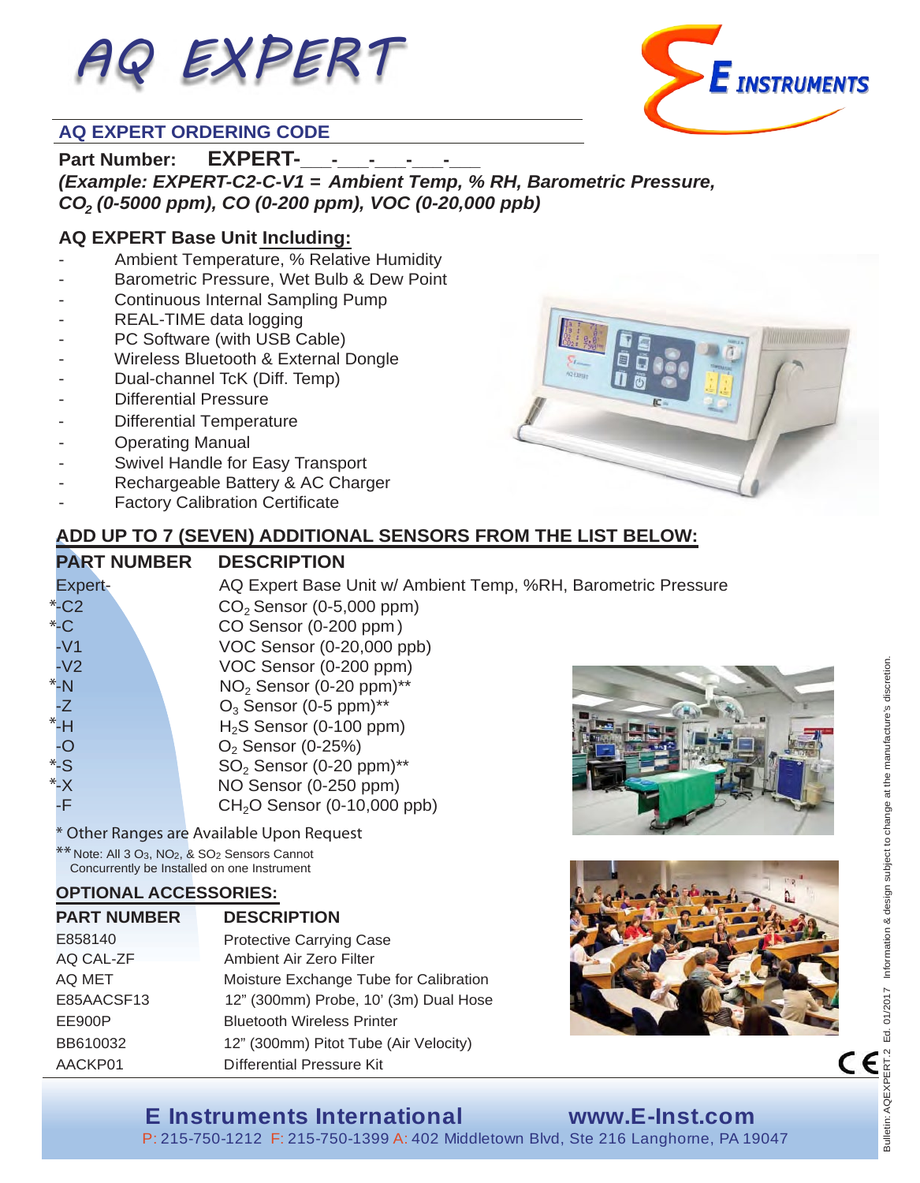# AQ EXPERT

## AQ EXPERT ORDERING CODE

**Part Number: EXPERT-___-___-___-___-___**

***(Example: EXPERT-C2-C-V1 = Ambient Temp, % RH, Barometric Pressure, $CO_2$ (0-5000 ppm), CO (0-200 ppm), VOC (0-20,000 ppb)***

### AQ EXPERT Base Unit Including:

- Ambient Temperature, % Relative Humidity
- Barometric Pressure, Wet Bulb & Dew Point
- Continuous Internal Sampling Pump
- REAL-TIME data logging
- PC Software (with USB Cable)
- Wireless Bluetooth & External Dongle
- Dual-channel TcK (Diff. Temp)
- Differential Pressure
- Differential Temperature
- Operating Manual
- Swivel Handle for Easy Transport
- Rechargeable Battery & AC Charger
- Factory Calibration Certificate

### ADD UP TO 7 (SEVEN) ADDITIONAL SENSORS FROM THE LIST BELOW:

| PART NUMBER | DESCRIPTION |
|---|---|
| Expert- | AQ Expert Base Unit w/ Ambient Temp, %RH, Barometric Pressure |
| *-C2 | $CO_2$ Sensor (0-5,000 ppm) |
| *-C | CO Sensor (0-200 ppm) |
| -V1 | VOC Sensor (0-20,000 ppb) |
| -V2 | VOC Sensor (0-200 ppm) |
| *-N | $NO_2$ Sensor (0-20 ppm)** |
| -Z | $O_3$ Sensor (0-5 ppm)** |
| *-H | $H_2S$ Sensor (0-100 ppm) |
| -O | $O_2$ Sensor (0-25%) |
| *-S | $SO_2$ Sensor (0-20 ppm)** |
| *-X | NO Sensor (0-250 ppm) |
| -F | $CH_2O$ Sensor (0-10,000 ppb) |

* Other Ranges are Available Upon Request

** Note: All 3 $O_3$, $NO_2$, & $SO_2$ Sensors Cannot Concurrently be Installed on one Instrument

### OPTIONAL ACCESSORIES:

| PART NUMBER | DESCRIPTION |
|---|---|
| E858140 | Protective Carrying Case |
| AQ CAL-ZF | Ambient Air Zero Filter |
| AQ MET | Moisture Exchange Tube for Calibration |
| E85AACSF13 | 12" (300mm) Probe, 10' (3m) Dual Hose |
| EE900P | Bluetooth Wireless Printer |
| BB610032 | 12" (300mm) Pitot Tube (Air Velocity) |
| AACKP01 | Differential Pressure Kit |

Bulletin: AQEXPERT.2 Ed. 01/2017 Information & design subject to change at the manufacture's discretion.

**E Instruments International** **www.E-Inst.com**

P: 215-750-1212 F: 215-750-1399 A: 402 Middletown Blvd, Ste 216 Langhorne, PA 19047